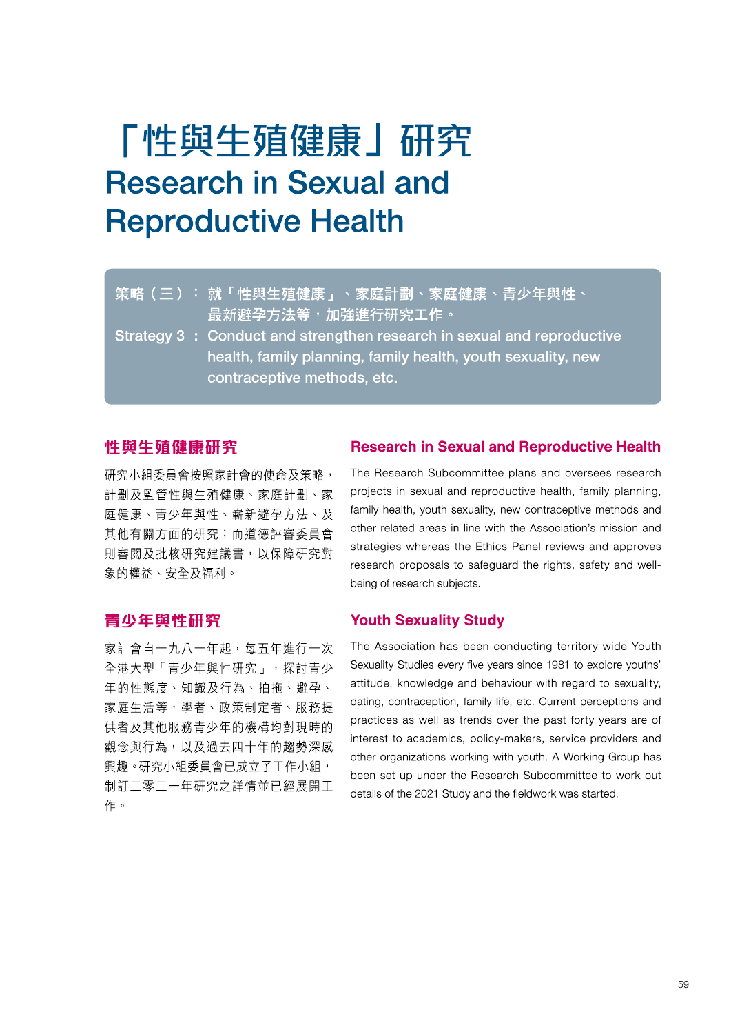# 「性與生殖健康」研究
# Research in Sexual and Reproductive Health

策略（三）：就「性與生殖健康」、家庭計劃、家庭健康、青少年與性、最新避孕方法等，加強進行研究工作。

Strategy 3 : Conduct and strengthen research in sexual and reproductive health, family planning, family health, youth sexuality, new contraceptive methods, etc.

## 性與生殖健康研究

研究小組委員會按照家計會的使命及策略，計劃及監管性與生殖健康、家庭計劃、家庭健康、青少年與性、嶄新避孕方法、及其他有關方面的研究；而道德評審委員會則審閱及批核研究建議書，以保障研究對象的權益、安全及福利。

## Research in Sexual and Reproductive Health

The Research Subcommittee plans and oversees research projects in sexual and reproductive health, family planning, family health, youth sexuality, new contraceptive methods and other related areas in line with the Association's mission and strategies whereas the Ethics Panel reviews and approves research proposals to safeguard the rights, safety and well-being of research subjects.

## 青少年與性研究

家計會自一九八一年起，每五年進行一次全港大型「青少年與性研究」，探討青少年的性態度、知識及行為、拍拖、避孕、家庭生活等，學者、政策制定者、服務提供者及其他服務青少年的機構均對現時的觀念與行為，以及過去四十年的趨勢深感興趣。研究小組委員會已成立了工作小組，制訂二零二一年研究之詳情並已經展開工作。

## Youth Sexuality Study

The Association has been conducting territory-wide Youth Sexuality Studies every five years since 1981 to explore youths' attitude, knowledge and behaviour with regard to sexuality, dating, contraception, family life, etc. Current perceptions and practices as well as trends over the past forty years are of interest to academics, policy-makers, service providers and other organizations working with youth. A Working Group has been set up under the Research Subcommittee to work out details of the 2021 Study and the fieldwork was started.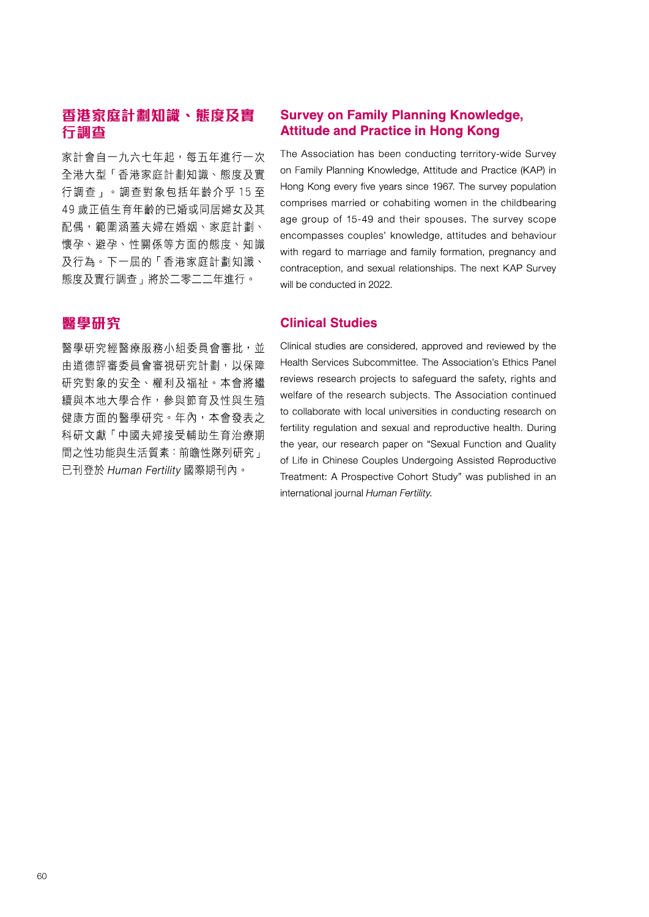## 香港家庭計劃知識、態度及實行調查

家計會自一九六七年起，每五年進行一次全港大型「香港家庭計劃知識、態度及實行調查」。調查對象包括年齡介乎 15 至 49 歲正值生育年齡的已婚或同居婦女及其配偶，範圍涵蓋夫婦在婚姻、家庭計劃、懷孕、避孕、性關係等方面的態度、知識及行為。下一屆的「香港家庭計劃知識、態度及實行調查」將於二零二二年進行。

## Survey on Family Planning Knowledge, Attitude and Practice in Hong Kong

The Association has been conducting territory-wide Survey on Family Planning Knowledge, Attitude and Practice (KAP) in Hong Kong every five years since 1967. The survey population comprises married or cohabiting women in the childbearing age group of 15-49 and their spouses. The survey scope encompasses couples' knowledge, attitudes and behaviour with regard to marriage and family formation, pregnancy and contraception, and sexual relationships. The next KAP Survey will be conducted in 2022.

## 醫學研究

醫學研究經醫療服務小組委員會審批，並由道德評審委員會審視研究計劃，以保障研究對象的安全、權利及福祉。本會將繼續與本地大學合作，參與節育及性與生殖健康方面的醫學研究。年內，本會發表之科研文獻「中國夫婦接受輔助生育治療期間之性功能與生活質素：前瞻性隊列研究」已刊登於 *Human Fertility* 國際期刊內。

## Clinical Studies

Clinical studies are considered, approved and reviewed by the Health Services Subcommittee. The Association's Ethics Panel reviews research projects to safeguard the safety, rights and welfare of the research subjects. The Association continued to collaborate with local universities in conducting research on fertility regulation and sexual and reproductive health. During the year, our research paper on "Sexual Function and Quality of Life in Chinese Couples Undergoing Assisted Reproductive Treatment: A Prospective Cohort Study" was published in an international journal *Human Fertility*.